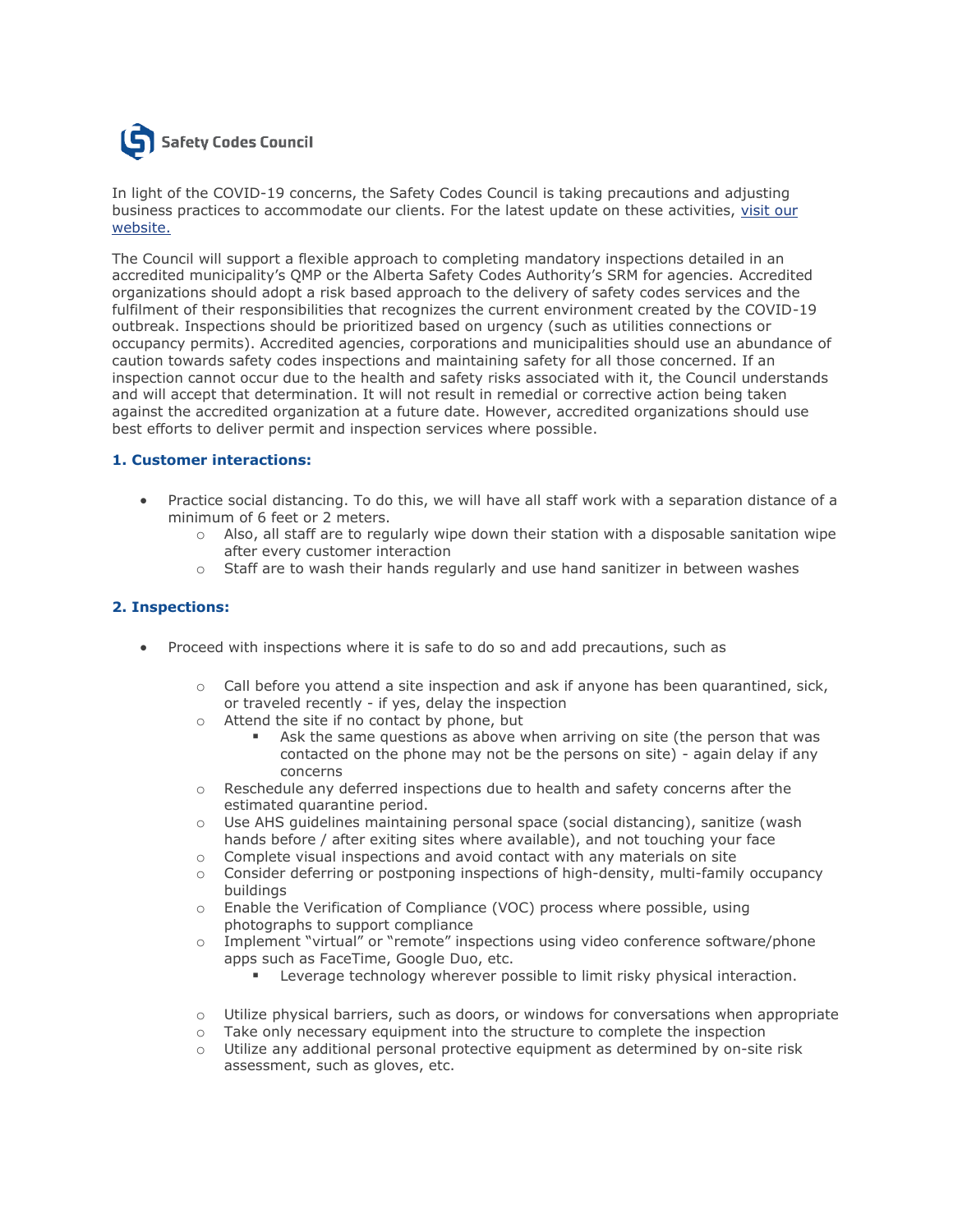**Safety Codes Council**

In light of the COVID-19 concerns, the Safety Codes Council is taking precautions and adjusting business practices to accommodate our clients. For the latest update on these activities, [visit our website.]

The Council will support a flexible approach to completing mandatory inspections detailed in an accredited municipality's QMP or the Alberta Safety Codes Authority's SRM for agencies. Accredited organizations should adopt a risk based approach to the delivery of safety codes services and the fulfilment of their responsibilities that recognizes the current environment created by the COVID-19 outbreak. Inspections should be prioritized based on urgency (such as utilities connections or occupancy permits). Accredited agencies, corporations and municipalities should use an abundance of caution towards safety codes inspections and maintaining safety for all those concerned. If an inspection cannot occur due to the health and safety risks associated with it, the Council understands and will accept that determination. It will not result in remedial or corrective action being taken against the accredited organization at a future date. However, accredited organizations should use best efforts to deliver permit and inspection services where possible.

### 1. Customer interactions:

- Practice social distancing. To do this, we will have all staff work with a separation distance of a minimum of 6 feet or 2 meters.
  - Also, all staff are to regularly wipe down their station with a disposable sanitation wipe after every customer interaction
  - Staff are to wash their hands regularly and use hand sanitizer in between washes

### 2. Inspections:

- Proceed with inspections where it is safe to do so and add precautions, such as
  - Call before you attend a site inspection and ask if anyone has been quarantined, sick, or traveled recently - if yes, delay the inspection
  - Attend the site if no contact by phone, but
    - Ask the same questions as above when arriving on site (the person that was contacted on the phone may not be the persons on site) - again delay if any concerns
  - Reschedule any deferred inspections due to health and safety concerns after the estimated quarantine period.
  - Use AHS guidelines maintaining personal space (social distancing), sanitize (wash hands before / after exiting sites where available), and not touching your face
  - Complete visual inspections and avoid contact with any materials on site
  - Consider deferring or postponing inspections of high-density, multi-family occupancy buildings
  - Enable the Verification of Compliance (VOC) process where possible, using photographs to support compliance
  - Implement "virtual" or "remote" inspections using video conference software/phone apps such as FaceTime, Google Duo, etc.
    - Leverage technology wherever possible to limit risky physical interaction.
  - Utilize physical barriers, such as doors, or windows for conversations when appropriate
  - Take only necessary equipment into the structure to complete the inspection
  - Utilize any additional personal protective equipment as determined by on-site risk assessment, such as gloves, etc.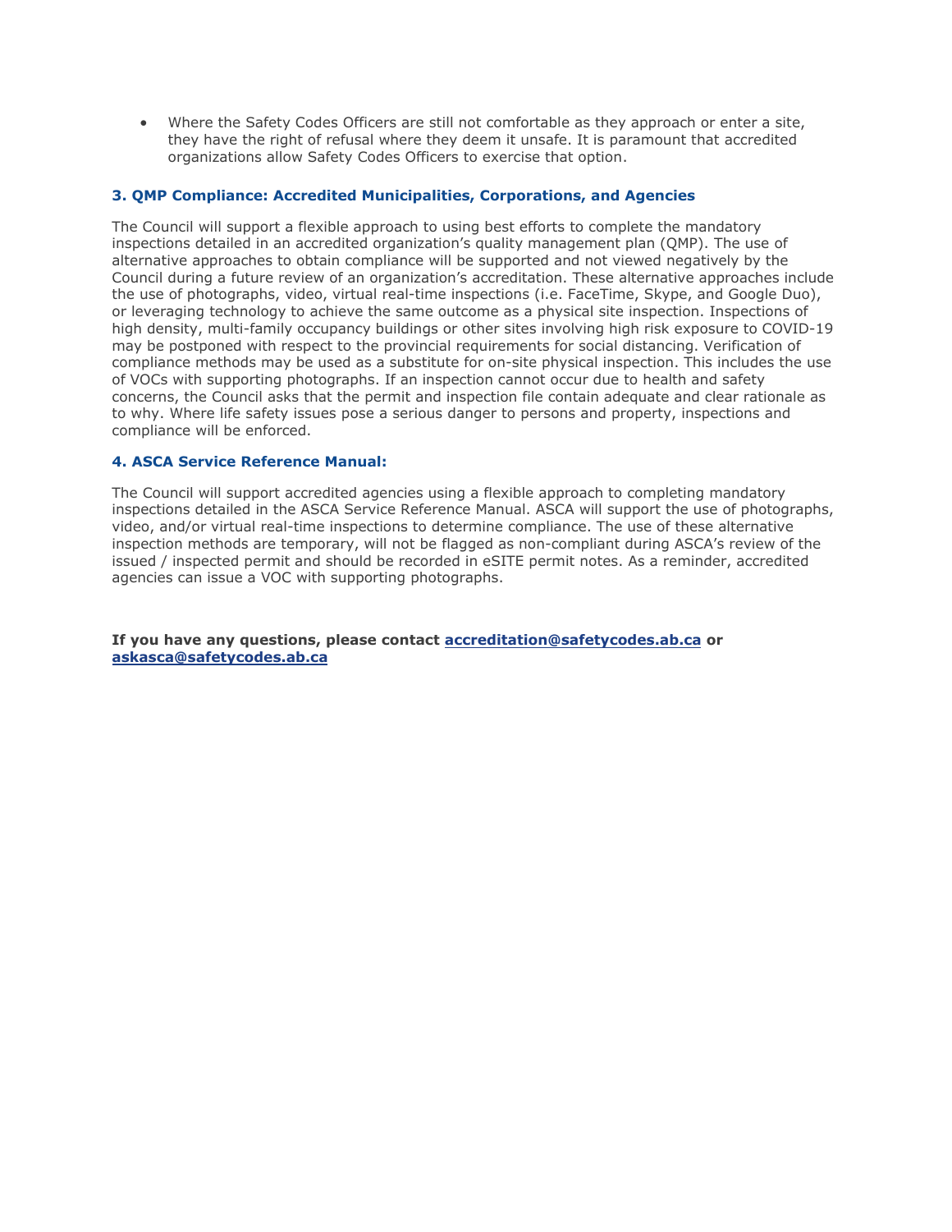- Where the Safety Codes Officers are still not comfortable as they approach or enter a site, they have the right of refusal where they deem it unsafe. It is paramount that accredited organizations allow Safety Codes Officers to exercise that option.

### 3. QMP Compliance: Accredited Municipalities, Corporations, and Agencies

The Council will support a flexible approach to using best efforts to complete the mandatory inspections detailed in an accredited organization's quality management plan (QMP). The use of alternative approaches to obtain compliance will be supported and not viewed negatively by the Council during a future review of an organization's accreditation. These alternative approaches include the use of photographs, video, virtual real-time inspections (i.e. FaceTime, Skype, and Google Duo), or leveraging technology to achieve the same outcome as a physical site inspection. Inspections of high density, multi-family occupancy buildings or other sites involving high risk exposure to COVID-19 may be postponed with respect to the provincial requirements for social distancing. Verification of compliance methods may be used as a substitute for on-site physical inspection. This includes the use of VOCs with supporting photographs. If an inspection cannot occur due to health and safety concerns, the Council asks that the permit and inspection file contain adequate and clear rationale as to why. Where life safety issues pose a serious danger to persons and property, inspections and compliance will be enforced.

### 4. ASCA Service Reference Manual:

The Council will support accredited agencies using a flexible approach to completing mandatory inspections detailed in the ASCA Service Reference Manual. ASCA will support the use of photographs, video, and/or virtual real-time inspections to determine compliance. The use of these alternative inspection methods are temporary, will not be flagged as non-compliant during ASCA's review of the issued / inspected permit and should be recorded in eSITE permit notes. As a reminder, accredited agencies can issue a VOC with supporting photographs.

**If you have any questions, please contact [accreditation@safetycodes.ab.ca](mailto:accreditation@safetycodes.ab.ca) or [askasca@safetycodes.ab.ca](mailto:askasca@safetycodes.ab.ca)**